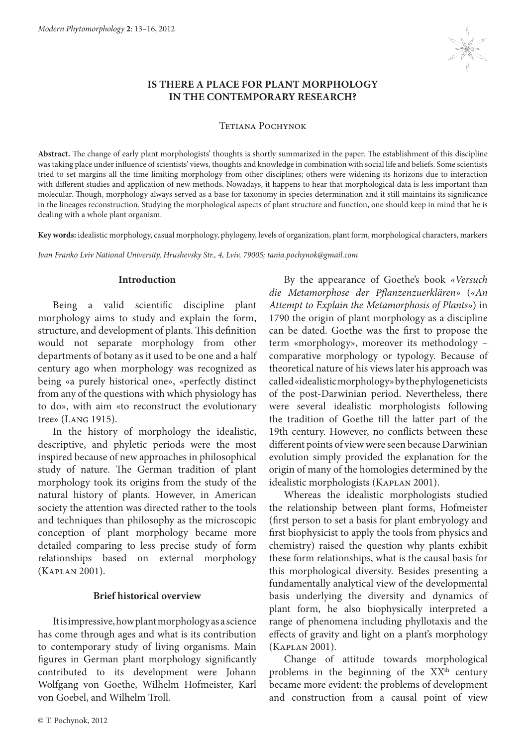# IS THERE A PLACE FOR PLANT MORPHOLOGY IN THE CONTEMPORARY RESEARCH?

Tetiana Pochynok

**Abstract.** The change of early plant morphologists' thoughts is shortly summarized in the paper. The establishment of this discipline was taking place under influence of scientists' views, thoughts and knowledge in combination with social life and beliefs. Some scientists tried to set margins all the time limiting morphology from other disciplines; others were widening its horizons due to interaction with different studies and application of new methods. Nowadays, it happens to hear that morphological data is less important than molecular. Though, morphology always served as a base for taxonomy in species determination and it still maintains its significance in the lineages reconstruction. Studying the morphological aspects of plant structure and function, one should keep in mind that he is dealing with a whole plant organism.

**Key words:** idealistic morphology, casual morphology, phylogeny, levels of organization, plant form, morphological characters, markers

*Ivan Franko Lviv National University, Hrushevsky Str., 4, Lviv, 79005; tania.pochynok@gmail.com*

## Introduction

Being a valid scientific discipline plant morphology aims to study and explain the form, structure, and development of plants. This definition would not separate morphology from other departments of botany as it used to be one and a half century ago when morphology was recognized as being «a purely historical one», «perfectly distinct from any of the questions with which physiology has to do», with aim «to reconstruct the evolutionary tree» (Lang 1915).

In the history of morphology the idealistic, descriptive, and phyletic periods were the most inspired because of new approaches in philosophical study of nature. The German tradition of plant morphology took its origins from the study of the natural history of plants. However, in American society the attention was directed rather to the tools and techniques than philosophy as the microscopic conception of plant morphology became more detailed comparing to less precise study of form relationships based on external morphology (Kaplan 2001).

## Brief historical overview

It is impressive, how plant morphology as a science has come through ages and what is its contribution to contemporary study of living organisms. Main figures in German plant morphology significantly contributed to its development were Johann Wolfgang von Goethe, Wilhelm Hofmeister, Karl von Goebel, and Wilhelm Troll.

By the appearance of Goethe's book «*Versuch die Metamorphose der Pflanzenzuerklären*» («*An Attempt to Explain the Metamorphosis of Plants*») in 1790 the origin of plant morphology as a discipline can be dated. Goethe was the first to propose the term «morphology», moreover its methodology – comparative morphology or typology. Because of theoretical nature of his views later his approach was called «idealistic morphology» by the phylogeneticists of the post-Darwinian period. Nevertheless, there were several idealistic morphologists following the tradition of Goethe till the latter part of the 19th century. However, no conflicts between these different points of view were seen because Darwinian evolution simply provided the explanation for the origin of many of the homologies determined by the idealistic morphologists (Kaplan 2001).

Whereas the idealistic morphologists studied the relationship between plant forms, Hofmeister (first person to set a basis for plant embryology and first biophysicist to apply the tools from physics and chemistry) raised the question why plants exhibit these form relationships, what is the causal basis for this morphological diversity. Besides presenting a fundamentally analytical view of the developmental basis underlying the diversity and dynamics of plant form, he also biophysically interpreted a range of phenomena including phyllotaxis and the effects of gravity and light on a plant's morphology (Kaplan 2001).

Change of attitude towards morphological problems in the beginning of the XX^th century became more evident: the problems of development and construction from a causal point of view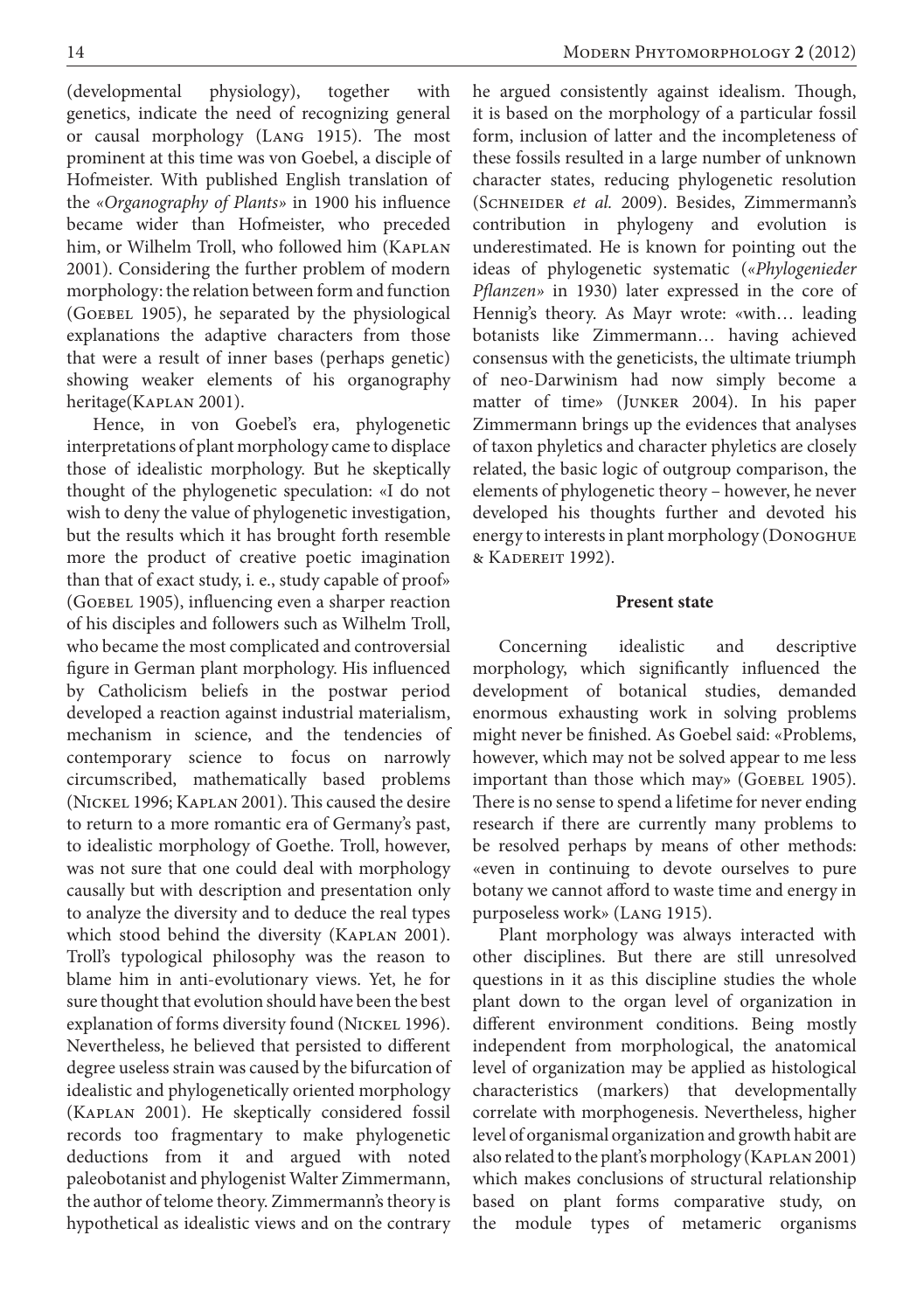(developmental physiology), together with genetics, indicate the need of recognizing general or causal morphology (Lang 1915). The most prominent at this time was von Goebel, a disciple of Hofmeister. With published English translation of the «*Organography of Plants*» in 1900 his influence became wider than Hofmeister, who preceded him, or Wilhelm Troll, who followed him (Kaplan 2001). Considering the further problem of modern morphology: the relation between form and function (Goebel 1905), he separated by the physiological explanations the adaptive characters from those that were a result of inner bases (perhaps genetic) showing weaker elements of his organography heritage(Kaplan 2001).

Hence, in von Goebel's era, phylogenetic interpretations of plant morphology came to displace those of idealistic morphology. But he skeptically thought of the phylogenetic speculation: «I do not wish to deny the value of phylogenetic investigation, but the results which it has brought forth resemble more the product of creative poetic imagination than that of exact study, i. e., study capable of proof» (Goebel 1905), influencing even a sharper reaction of his disciples and followers such as Wilhelm Troll, who became the most complicated and controversial figure in German plant morphology. His influenced by Catholicism beliefs in the postwar period developed a reaction against industrial materialism, mechanism in science, and the tendencies of contemporary science to focus on narrowly circumscribed, mathematically based problems (Nickel 1996; Kaplan 2001). This caused the desire to return to a more romantic era of Germany's past, to idealistic morphology of Goethe. Troll, however, was not sure that one could deal with morphology causally but with description and presentation only to analyze the diversity and to deduce the real types which stood behind the diversity (Kaplan 2001). Troll's typological philosophy was the reason to blame him in anti-evolutionary views. Yet, he for sure thought that evolution should have been the best explanation of forms diversity found (Nickel 1996). Nevertheless, he believed that persisted to different degree useless strain was caused by the bifurcation of idealistic and phylogenetically oriented morphology (Kaplan 2001). He skeptically considered fossil records too fragmentary to make phylogenetic deductions from it and argued with noted paleobotanist and phylogenist Walter Zimmermann, the author of telome theory. Zimmermann's theory is hypothetical as idealistic views and on the contrary he argued consistently against idealism. Though, it is based on the morphology of a particular fossil form, inclusion of latter and the incompleteness of these fossils resulted in a large number of unknown character states, reducing phylogenetic resolution (Schneider *et al.* 2009). Besides, Zimmermann's contribution in phylogeny and evolution is underestimated. He is known for pointing out the ideas of phylogenetic systematic («*Phylogenieder Pflanzen*» in 1930) later expressed in the core of Hennig's theory. As Mayr wrote: «with… leading botanists like Zimmermann… having achieved consensus with the geneticists, the ultimate triumph of neo-Darwinism had now simply become a matter of time» (Junker 2004). In his paper Zimmermann brings up the evidences that analyses of taxon phyletics and character phyletics are closely related, the basic logic of outgroup comparison, the elements of phylogenetic theory – however, he never developed his thoughts further and devoted his energy to interests in plant morphology (Donoghue & Kadereit 1992).

## Present state

Concerning idealistic and descriptive morphology, which significantly influenced the development of botanical studies, demanded enormous exhausting work in solving problems might never be finished. As Goebel said: «Problems, however, which may not be solved appear to me less important than those which may» (Goebel 1905). There is no sense to spend a lifetime for never ending research if there are currently many problems to be resolved perhaps by means of other methods: «even in continuing to devote ourselves to pure botany we cannot afford to waste time and energy in purposeless work» (Lang 1915).

Plant morphology was always interacted with other disciplines. But there are still unresolved questions in it as this discipline studies the whole plant down to the organ level of organization in different environment conditions. Being mostly independent from morphological, the anatomical level of organization may be applied as histological characteristics (markers) that developmentally correlate with morphogenesis. Nevertheless, higher level of organismal organization and growth habit are also related to the plant's morphology (Kaplan 2001) which makes conclusions of structural relationship based on plant forms comparative study, on the module types of metameric organisms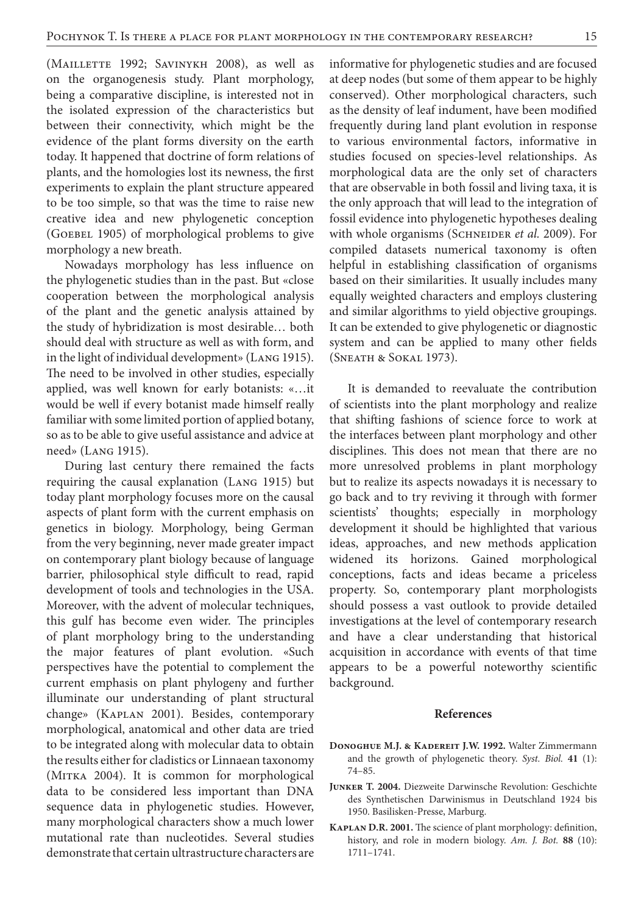(Maillette 1992; Savinykh 2008), as well as on the organogenesis study. Plant morphology, being a comparative discipline, is interested not in the isolated expression of the characteristics but between their connectivity, which might be the evidence of the plant forms diversity on the earth today. It happened that doctrine of form relations of plants, and the homologies lost its newness, the first experiments to explain the plant structure appeared to be too simple, so that was the time to raise new creative idea and new phylogenetic conception (Goebel 1905) of morphological problems to give morphology a new breath.

Nowadays morphology has less influence on the phylogenetic studies than in the past. But «close cooperation between the morphological analysis of the plant and the genetic analysis attained by the study of hybridization is most desirable… both should deal with structure as well as with form, and in the light of individual development» (Lang 1915). The need to be involved in other studies, especially applied, was well known for early botanists: «…it would be well if every botanist made himself really familiar with some limited portion of applied botany, so as to be able to give useful assistance and advice at need» (Lang 1915).

During last century there remained the facts requiring the causal explanation (Lang 1915) but today plant morphology focuses more on the causal aspects of plant form with the current emphasis on genetics in biology. Morphology, being German from the very beginning, never made greater impact on contemporary plant biology because of language barrier, philosophical style difficult to read, rapid development of tools and technologies in the USA. Moreover, with the advent of molecular techniques, this gulf has become even wider. The principles of plant morphology bring to the understanding the major features of plant evolution. «Such perspectives have the potential to complement the current emphasis on plant phylogeny and further illuminate our understanding of plant structural change» (Kaplan 2001). Besides, contemporary morphological, anatomical and other data are tried to be integrated along with molecular data to obtain the results either for cladistics or Linnaean taxonomy (Mitka 2004). It is common for morphological data to be considered less important than DNA sequence data in phylogenetic studies. However, many morphological characters show a much lower mutational rate than nucleotides. Several studies demonstrate that certain ultrastructure characters are informative for phylogenetic studies and are focused at deep nodes (but some of them appear to be highly conserved). Other morphological characters, such as the density of leaf indument, have been modified frequently during land plant evolution in response to various environmental factors, informative in studies focused on species-level relationships. As morphological data are the only set of characters that are observable in both fossil and living taxa, it is the only approach that will lead to the integration of fossil evidence into phylogenetic hypotheses dealing with whole organisms (Schneider *et al.* 2009). For compiled datasets numerical taxonomy is often helpful in establishing classification of organisms based on their similarities. It usually includes many equally weighted characters and employs clustering and similar algorithms to yield objective groupings. It can be extended to give phylogenetic or diagnostic system and can be applied to many other fields (Sneath & Sokal 1973).

It is demanded to reevaluate the contribution of scientists into the plant morphology and realize that shifting fashions of science force to work at the interfaces between plant morphology and other disciplines. This does not mean that there are no more unresolved problems in plant morphology but to realize its aspects nowadays it is necessary to go back and to try reviving it through with former scientists' thoughts; especially in morphology development it should be highlighted that various ideas, approaches, and new methods application widened its horizons. Gained morphological conceptions, facts and ideas became a priceless property. So, contemporary plant morphologists should possess a vast outlook to provide detailed investigations at the level of contemporary research and have a clear understanding that historical acquisition in accordance with events of that time appears to be a powerful noteworthy scientific background.

## References

**Donoghue M.J. & Kadereit J.W. 1992.** Walter Zimmermann and the growth of phylogenetic theory. *Syst. Biol.* **41** (1): 74–85.

**Junker T. 2004.** Diezweite Darwinsche Revolution: Geschichte des Synthetischen Darwinismus in Deutschland 1924 bis 1950. Basilisken-Presse, Marburg.

**Kaplan D.R. 2001.** The science of plant morphology: definition, history, and role in modern biology. *Am. J. Bot.* **88** (10): 1711–1741.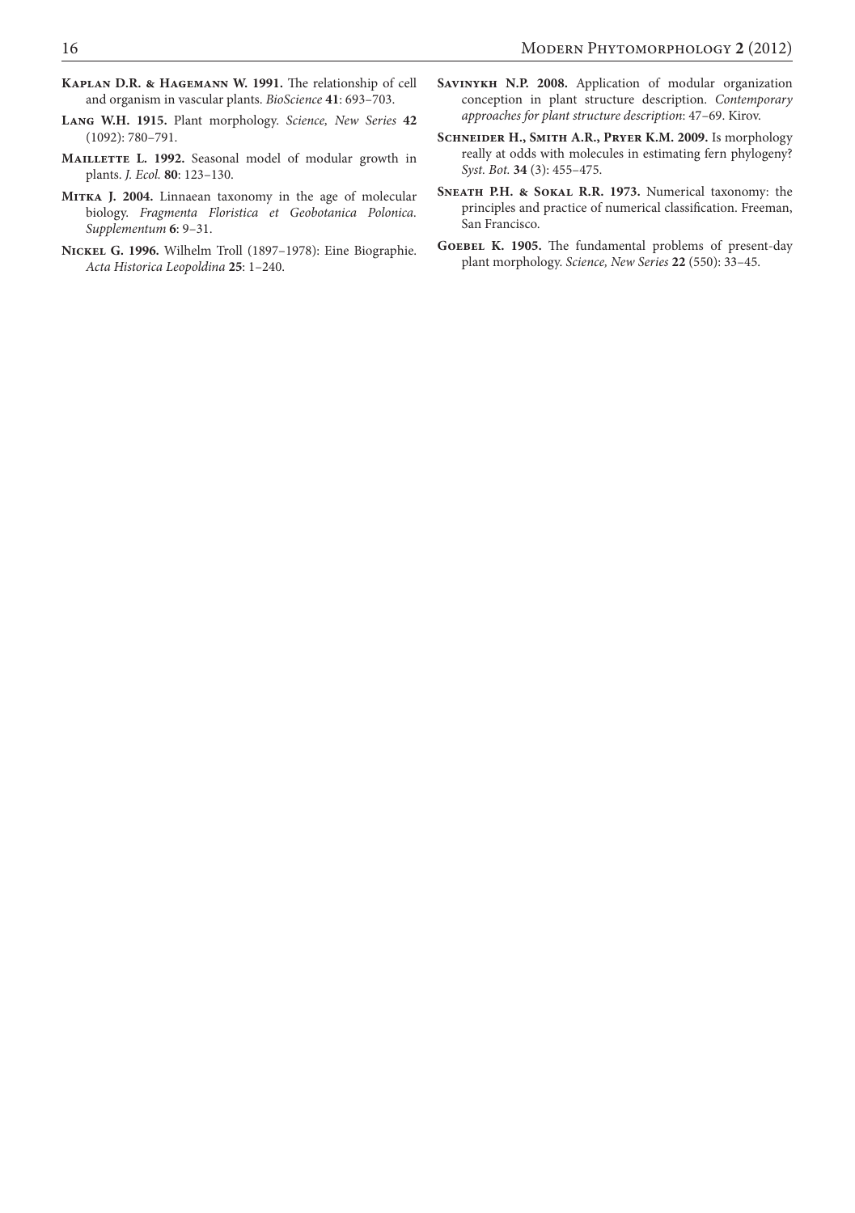**Kaplan D.R. & Hagemann W. 1991.** The relationship of cell and organism in vascular plants. *BioScience* **41**: 693–703.

**Lang W.H. 1915.** Plant morphology. *Science, New Series* **42** (1092): 780–791.

**Maillette L. 1992.** Seasonal model of modular growth in plants. *J. Ecol.* **80**: 123–130.

**Mitka J. 2004.** Linnaean taxonomy in the age of molecular biology. *Fragmenta Floristica et Geobotanica Polonica. Supplementum* **6**: 9–31.

**Nickel G. 1996.** Wilhelm Troll (1897–1978): Eine Biographie. *Acta Historica Leopoldina* **25**: 1–240.

**Savinykh N.P. 2008.** Application of modular organization conception in plant structure description. *Contemporary approaches for plant structure description*: 47–69. Kirov.

**Schneider H., Smith A.R., Pryer K.M. 2009.** Is morphology really at odds with molecules in estimating fern phylogeny? *Syst. Bot.* **34** (3): 455–475.

**Sneath P.H. & Sokal R.R. 1973.** Numerical taxonomy: the principles and practice of numerical classification. Freeman, San Francisco.

**Goebel K. 1905.** The fundamental problems of present-day plant morphology. *Science, New Series* **22** (550): 33–45.